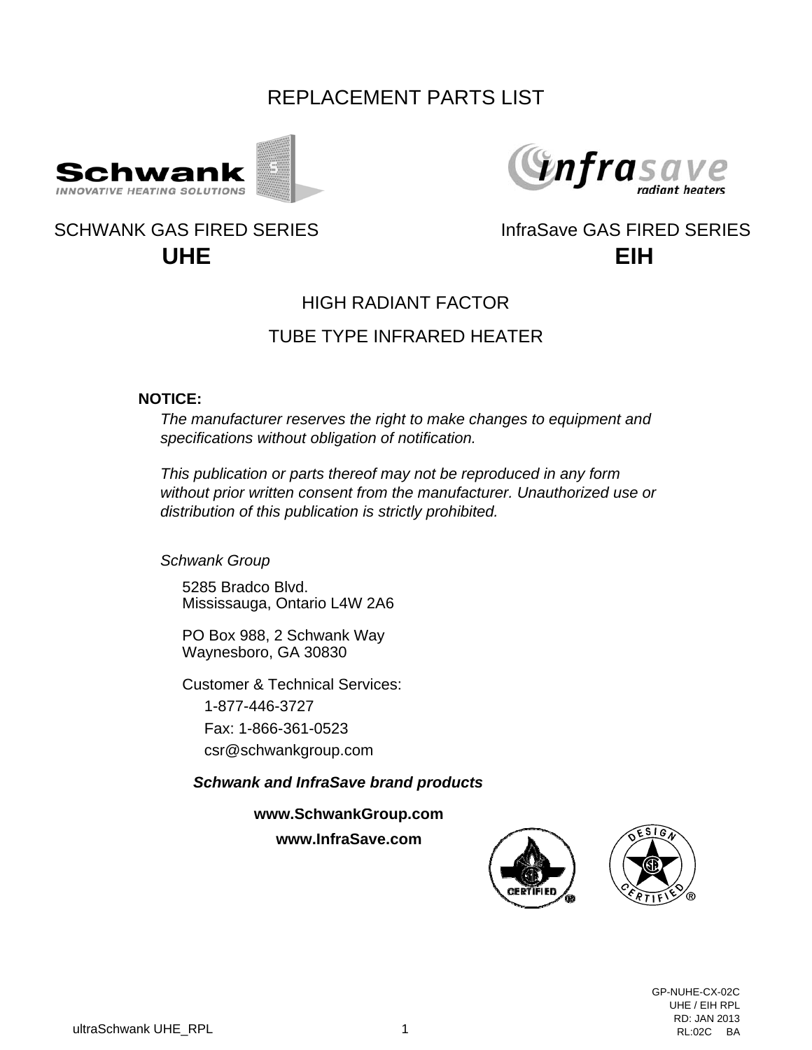# REPLACEMENT PARTS LIST

SCHWANK GAS FIRED SERIES
## UHE

InfraSave GAS FIRED SERIES
## EIH

HIGH RADIANT FACTOR

TUBE TYPE INFRARED HEATER

**NOTICE:**

*The manufacturer reserves the right to make changes to equipment and specifications without obligation of notification.*

*This publication or parts thereof may not be reproduced in any form without prior written consent from the manufacturer. Unauthorized use or distribution of this publication is strictly prohibited.*

*Schwank Group*

5285 Bradco Blvd.
Mississauga, Ontario L4W 2A6

PO Box 988, 2 Schwank Way
Waynesboro, GA 30830

Customer & Technical Services:
1-877-446-3727
Fax: 1-866-361-0523
csr@schwankgroup.com

***Schwank and InfraSave brand products***

**www.SchwankGroup.com**

**www.InfraSave.com**

GP-NUHE-CX-02C
UHE / EIH RPL
RD: JAN 2013
RL:02C BA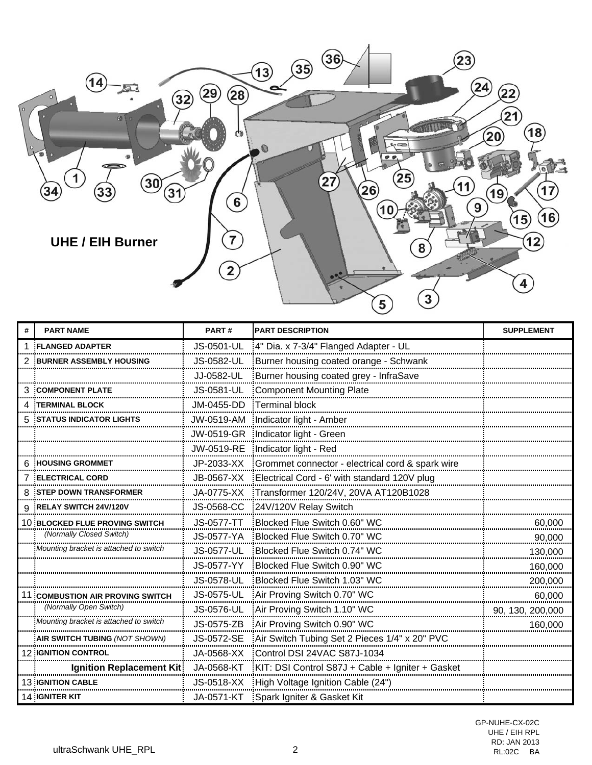## UHE / EIH Burner

| # | PART NAME | PART # | PART DESCRIPTION | SUPPLEMENT |
|---|---|---|---|---|
| 1 | FLANGED ADAPTER | JS-0501-UL | 4" Dia. x 7-3/4" Flanged Adapter - UL | |
| 2 | BURNER ASSEMBLY HOUSING | JS-0582-UL | Burner housing coated orange - Schwank | |
| | | JJ-0582-UL | Burner housing coated grey - InfraSave | |
| 3 | COMPONENT PLATE | JS-0581-UL | Component Mounting Plate | |
| 4 | TERMINAL BLOCK | JM-0455-DD | Terminal block | |
| 5 | STATUS INDICATOR LIGHTS | JW-0519-AM | Indicator light - Amber | |
| | | JW-0519-GR | Indicator light - Green | |
| | | JW-0519-RE | Indicator light - Red | |
| 6 | HOUSING GROMMET | JP-2033-XX | Grommet connector - electrical cord & spark wire | |
| 7 | ELECTRICAL CORD | JB-0567-XX | Electrical Cord - 6' with standard 120V plug | |
| 8 | STEP DOWN TRANSFORMER | JA-0775-XX | Transformer 120/24V, 20VA AT120B1028 | |
| 9 | RELAY SWITCH 24V/120V | JS-0568-CC | 24V/120V Relay Switch | |
| 10 | BLOCKED FLUE PROVING SWITCH | JS-0577-TT | Blocked Flue Switch 0.60" WC | 60,000 |
| | *(Normally Closed Switch)* | JS-0577-YA | Blocked Flue Switch 0.70" WC | 90,000 |
| | *Mounting bracket is attached to switch* | JS-0577-UL | Blocked Flue Switch 0.74" WC | 130,000 |
| | | JS-0577-YY | Blocked Flue Switch 0.90" WC | 160,000 |
| | | JS-0578-UL | Blocked Flue Switch 1.03" WC | 200,000 |
| 11 | COMBUSTION AIR PROVING SWITCH | JS-0575-UL | Air Proving Switch 0.70" WC | 60,000 |
| | *(Normally Open Switch)* | JS-0576-UL | Air Proving Switch 1.10" WC | 90, 130, 200,000 |
| | *Mounting bracket is attached to switch* | JS-0575-ZB | Air Proving Switch 0.90" WC | 160,000 |
| | AIR SWITCH TUBING *(NOT SHOWN)* | JS-0572-SE | Air Switch Tubing Set 2 Pieces 1/4" x 20" PVC | |
| 12 | IGNITION CONTROL | JA-0568-XX | Control DSI 24VAC S87J-1034 | |
| | **Ignition Replacement Kit** | JA-0568-KT | KIT: DSI Control S87J + Cable + Igniter + Gasket | |
| 13 | IGNITION CABLE | JS-0518-XX | High Voltage Ignition Cable (24") | |
| 14 | IGNITER KIT | JA-0571-KT | Spark Igniter & Gasket Kit | |

GP-NUHE-CX-02C
UHE / EIH RPL
RD: JAN 2013
RL:02C BA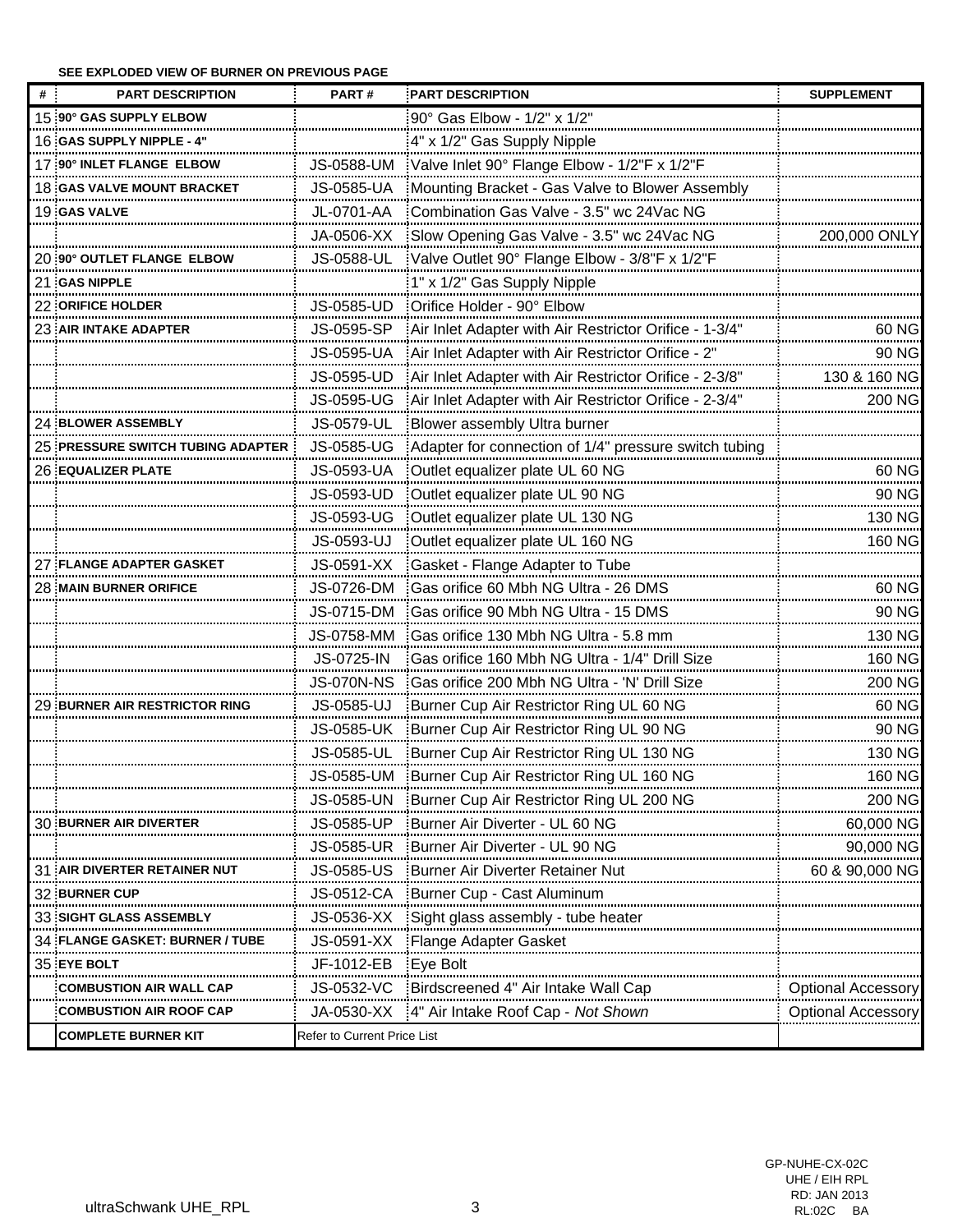**SEE EXPLODED VIEW OF BURNER ON PREVIOUS PAGE**

| # | PART DESCRIPTION | PART # | PART DESCRIPTION | SUPPLEMENT |
|---|---|---|---|---|
| 15 | 90° GAS SUPPLY ELBOW | | 90° Gas Elbow - 1/2" x 1/2" | |
| 16 | GAS SUPPLY NIPPLE - 4" | | 4" x 1/2" Gas Supply Nipple | |
| 17 | 90° INLET FLANGE ELBOW | JS-0588-UM | Valve Inlet 90° Flange Elbow - 1/2"F x 1/2"F | |
| 18 | GAS VALVE MOUNT BRACKET | JS-0585-UA | Mounting Bracket - Gas Valve to Blower Assembly | |
| 19 | GAS VALVE | JL-0701-AA | Combination Gas Valve - 3.5" wc 24Vac NG | |
| | | JA-0506-XX | Slow Opening Gas Valve - 3.5" wc 24Vac NG | 200,000 ONLY |
| 20 | 90° OUTLET FLANGE ELBOW | JS-0588-UL | Valve Outlet 90° Flange Elbow - 3/8"F x 1/2"F | |
| 21 | GAS NIPPLE | | 1" x 1/2" Gas Supply Nipple | |
| 22 | ORIFICE HOLDER | JS-0585-UD | Orifice Holder - 90° Elbow | |
| 23 | AIR INTAKE ADAPTER | JS-0595-SP | Air Inlet Adapter with Air Restrictor Orifice - 1-3/4" | 60 NG |
| | | JS-0595-UA | Air Inlet Adapter with Air Restrictor Orifice - 2" | 90 NG |
| | | JS-0595-UD | Air Inlet Adapter with Air Restrictor Orifice - 2-3/8" | 130 & 160 NG |
| | | JS-0595-UG | Air Inlet Adapter with Air Restrictor Orifice - 2-3/4" | 200 NG |
| 24 | BLOWER ASSEMBLY | JS-0579-UL | Blower assembly Ultra burner | |
| 25 | PRESSURE SWITCH TUBING ADAPTER | JS-0585-UG | Adapter for connection of 1/4" pressure switch tubing | |
| 26 | EQUALIZER PLATE | JS-0593-UA | Outlet equalizer plate UL 60 NG | 60 NG |
| | | JS-0593-UD | Outlet equalizer plate UL 90 NG | 90 NG |
| | | JS-0593-UG | Outlet equalizer plate UL 130 NG | 130 NG |
| | | JS-0593-UJ | Outlet equalizer plate UL 160 NG | 160 NG |
| 27 | FLANGE ADAPTER GASKET | JS-0591-XX | Gasket - Flange Adapter to Tube | |
| 28 | MAIN BURNER ORIFICE | JS-0726-DM | Gas orifice 60 Mbh NG Ultra - 26 DMS | 60 NG |
| | | JS-0715-DM | Gas orifice 90 Mbh NG Ultra - 15 DMS | 90 NG |
| | | JS-0758-MM | Gas orifice 130 Mbh NG Ultra - 5.8 mm | 130 NG |
| | | JS-0725-IN | Gas orifice 160 Mbh NG Ultra - 1/4" Drill Size | 160 NG |
| | | JS-070N-NS | Gas orifice 200 Mbh NG Ultra - 'N' Drill Size | 200 NG |
| 29 | BURNER AIR RESTRICTOR RING | JS-0585-UJ | Burner Cup Air Restrictor Ring UL 60 NG | 60 NG |
| | | JS-0585-UK | Burner Cup Air Restrictor Ring UL 90 NG | 90 NG |
| | | JS-0585-UL | Burner Cup Air Restrictor Ring UL 130 NG | 130 NG |
| | | JS-0585-UM | Burner Cup Air Restrictor Ring UL 160 NG | 160 NG |
| | | JS-0585-UN | Burner Cup Air Restrictor Ring UL 200 NG | 200 NG |
| 30 | BURNER AIR DIVERTER | JS-0585-UP | Burner Air Diverter - UL 60 NG | 60,000 NG |
| | | JS-0585-UR | Burner Air Diverter - UL 90 NG | 90,000 NG |
| 31 | AIR DIVERTER RETAINER NUT | JS-0585-US | Burner Air Diverter Retainer Nut | 60 & 90,000 NG |
| 32 | BURNER CUP | JS-0512-CA | Burner Cup - Cast Aluminum | |
| 33 | SIGHT GLASS ASSEMBLY | JS-0536-XX | Sight glass assembly - tube heater | |
| 34 | FLANGE GASKET: BURNER / TUBE | JS-0591-XX | Flange Adapter Gasket | |
| 35 | EYE BOLT | JF-1012-EB | Eye Bolt | |
| | COMBUSTION AIR WALL CAP | JS-0532-VC | Birdscreened 4" Air Intake Wall Cap | Optional Accessory |
| | COMBUSTION AIR ROOF CAP | JA-0530-XX | 4" Air Intake Roof Cap - *Not Shown* | Optional Accessory |
| | COMPLETE BURNER KIT | Refer to Current Price List | | |

GP-NUHE-CX-02C
UHE / EIH RPL
RD: JAN 2013
RL:02C BA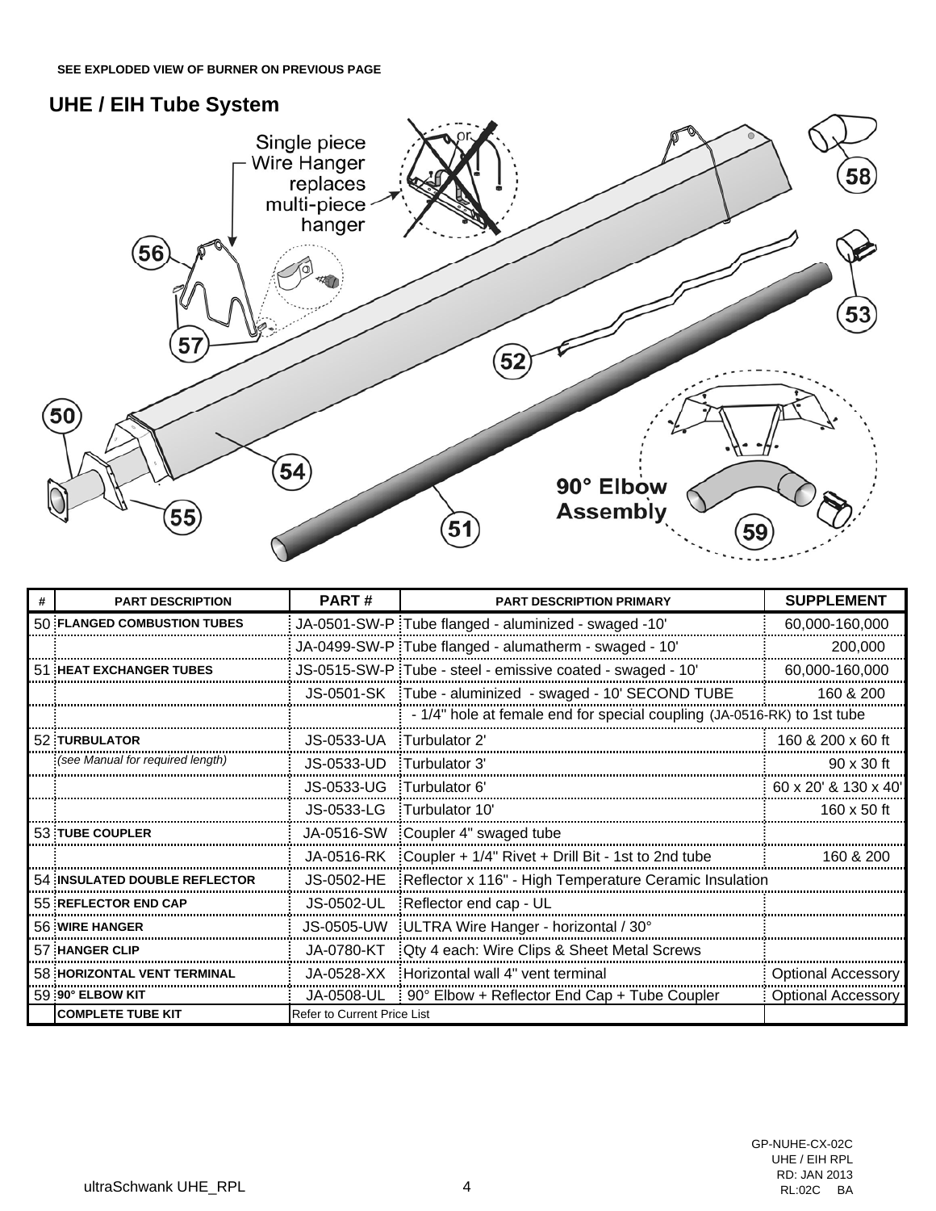SEE EXPLODED VIEW OF BURNER ON PREVIOUS PAGE

## UHE / EIH Tube System

Single piece Wire Hanger replaces multi-piece hanger

or

56

57

50

55

54

51

52

53

58

90° Elbow Assembly

59

| # | PART DESCRIPTION | PART # | PART DESCRIPTION PRIMARY | SUPPLEMENT |
|---|---|---|---|---|
| 50 | **FLANGED COMBUSTION TUBES** | JA-0501-SW-P | Tube flanged - aluminized - swaged -10' | 60,000-160,000 |
| | | JA-0499-SW-P | Tube flanged - alumatherm - swaged - 10' | 200,000 |
| 51 | **HEAT EXCHANGER TUBES** | JS-0515-SW-P | Tube - steel - emissive coated - swaged - 10' | 60,000-160,000 |
| | | JS-0501-SK | Tube - aluminized - swaged - 10' SECOND TUBE | 160 & 200 |
| | | | - 1/4" hole at female end for special coupling (JA-0516-RK) to 1st tube | |
| 52 | **TURBULATOR** | JS-0533-UA | Turbulator 2' | 160 & 200 x 60 ft |
| | *(see Manual for required length)* | JS-0533-UD | Turbulator 3' | 90 x 30 ft |
| | | JS-0533-UG | Turbulator 6' | 60 x 20' & 130 x 40' |
| | | JS-0533-LG | Turbulator 10' | 160 x 50 ft |
| 53 | **TUBE COUPLER** | JA-0516-SW | Coupler 4" swaged tube | |
| | | JA-0516-RK | Coupler + 1/4" Rivet + Drill Bit - 1st to 2nd tube | 160 & 200 |
| 54 | **INSULATED DOUBLE REFLECTOR** | JS-0502-HE | Reflector x 116" - High Temperature Ceramic Insulation | |
| 55 | **REFLECTOR END CAP** | JS-0502-UL | Reflector end cap - UL | |
| 56 | **WIRE HANGER** | JS-0505-UW | ULTRA Wire Hanger - horizontal / 30° | |
| 57 | **HANGER CLIP** | JA-0780-KT | Qty 4 each: Wire Clips & Sheet Metal Screws | |
| 58 | **HORIZONTAL VENT TERMINAL** | JA-0528-XX | Horizontal wall 4" vent terminal | Optional Accessory |
| 59 | **90° ELBOW KIT** | JA-0508-UL | 90° Elbow + Reflector End Cap + Tube Coupler | Optional Accessory |
| | **COMPLETE TUBE KIT** | Refer to Current Price List | | |

GP-NUHE-CX-02C
UHE / EIH RPL
RD: JAN 2013
RL:02C BA